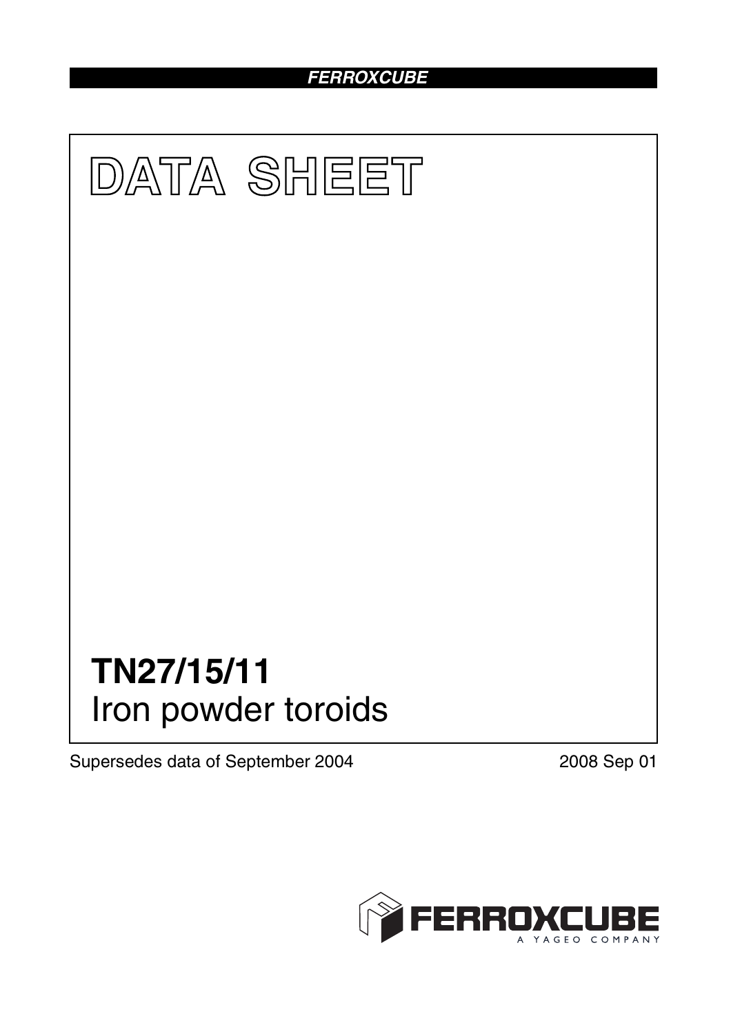FERROXCUBE

# DATA SHEET

# TN27/15/11
## Iron powder toroids

Supersedes data of September 2004

2008 Sep 01

FERROXCUBE
A YAGEO COMPANY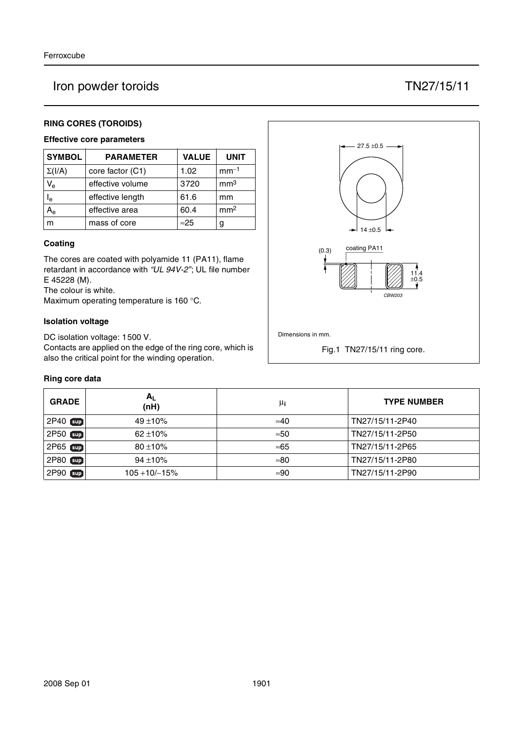# Iron powder toroids TN27/15/11

## RING CORES (TOROIDS)

### Effective core parameters

| SYMBOL | PARAMETER | VALUE | UNIT |
|---|---|---|---|
| $\Sigma(I/A)$ | core factor (C1) | 1.02 | $mm^{-1}$ |
| $V_e$ | effective volume | 3720 | $mm^3$ |
| $l_e$ | effective length | 61.6 | mm |
| $A_e$ | effective area | 60.4 | $mm^2$ |
| m | mass of core | ≈25 | g |

### Coating

The cores are coated with polyamide 11 (PA11), flame retardant in accordance with *"UL 94V-2"*; UL file number E 45228 (M).
The colour is white.
Maximum operating temperature is 160 °C.

### Isolation voltage

DC isolation voltage: 1500 V.
Contacts are applied on the edge of the ring core, which is also the critical point for the winding operation.

27.5 ±0.5

14 ±0.5

(0.3) coating PA11

11.4 ±0.5

CBW203

Dimensions in mm.

Fig.1 TN27/15/11 ring core.

### Ring core data

| GRADE | $A_L$ (nH) | $\mu_i$ | TYPE NUMBER |
|---|---|---|---|
| 2P40 sup | 49 ±10% | ≈40 | TN27/15/11-2P40 |
| 2P50 sup | 62 ±10% | ≈50 | TN27/15/11-2P50 |
| 2P65 sup | 80 ±10% | ≈65 | TN27/15/11-2P65 |
| 2P80 sup | 94 ±10% | ≈80 | TN27/15/11-2P80 |
| 2P90 sup | 105 +10/−15% | ≈90 | TN27/15/11-2P90 |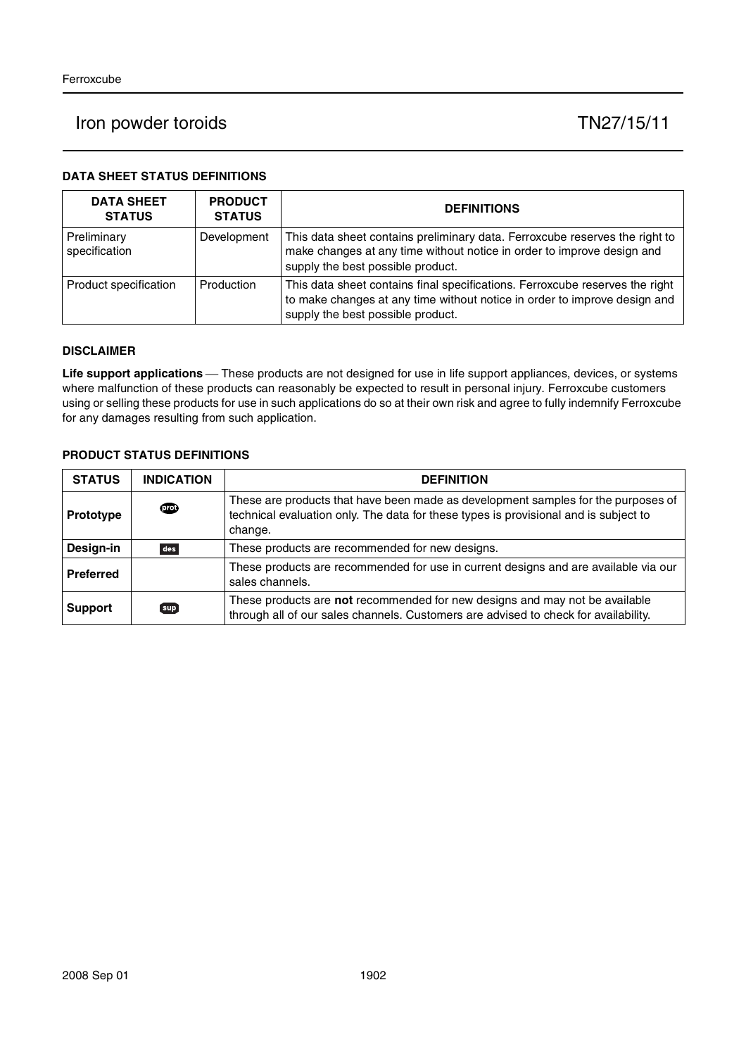## DATA SHEET STATUS DEFINITIONS

| DATA SHEET STATUS | PRODUCT STATUS | DEFINITIONS |
|---|---|---|
| Preliminary specification | Development | This data sheet contains preliminary data. Ferroxcube reserves the right to make changes at any time without notice in order to improve design and supply the best possible product. |
| Product specification | Production | This data sheet contains final specifications. Ferroxcube reserves the right to make changes at any time without notice in order to improve design and supply the best possible product. |

## DISCLAIMER

**Life support applications** — These products are not designed for use in life support appliances, devices, or systems where malfunction of these products can reasonably be expected to result in personal injury. Ferroxcube customers using or selling these products for use in such applications do so at their own risk and agree to fully indemnify Ferroxcube for any damages resulting from such application.

## PRODUCT STATUS DEFINITIONS

| STATUS | INDICATION | DEFINITION |
|---|---|---|
| **Prototype** | prot | These are products that have been made as development samples for the purposes of technical evaluation only. The data for these types is provisional and is subject to change. |
| **Design-in** | des | These products are recommended for new designs. |
| **Preferred** | | These products are recommended for use in current designs and are available via our sales channels. |
| **Support** | sup | These products are **not** recommended for new designs and may not be available through all of our sales channels. Customers are advised to check for availability. |